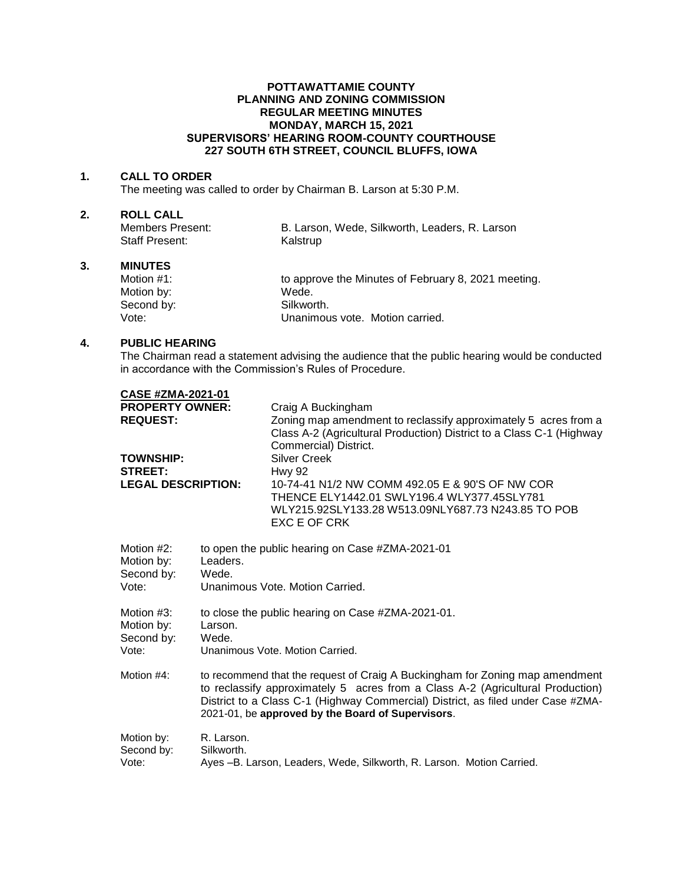**POTTAWATTAMIE COUNTY**
**PLANNING AND ZONING COMMISSION**
**REGULAR MEETING MINUTES**
**MONDAY, MARCH 15, 2021**
**SUPERVISORS' HEARING ROOM-COUNTY COURTHOUSE**
**227 SOUTH 6TH STREET, COUNCIL BLUFFS, IOWA**

## 1. CALL TO ORDER

The meeting was called to order by Chairman B. Larson at 5:30 P.M.

## 2. ROLL CALL

Members Present: B. Larson, Wede, Silkworth, Leaders, R. Larson
Staff Present: Kalstrup

## 3. MINUTES

Motion #1: to approve the Minutes of February 8, 2021 meeting.
Motion by: Wede.
Second by: Silkworth.
Vote: Unanimous vote. Motion carried.

## 4. PUBLIC HEARING

The Chairman read a statement advising the audience that the public hearing would be conducted in accordance with the Commission's Rules of Procedure.

**CASE #ZMA-2021-01**
**PROPERTY OWNER:** Craig A Buckingham
**REQUEST:** Zoning map amendment to reclassify approximately 5 acres from a Class A-2 (Agricultural Production) District to a Class C-1 (Highway Commercial) District.
**TOWNSHIP:** Silver Creek
**STREET:** Hwy 92
**LEGAL DESCRIPTION:** 10-74-41 N1/2 NW COMM 492.05 E & 90'S OF NW COR THENCE ELY1442.01 SWLY196.4 WLY377.45SLY781 WLY215.92SLY133.28 W513.09NLY687.73 N243.85 TO POB EXC E OF CRK

Motion #2: to open the public hearing on Case #ZMA-2021-01
Motion by: Leaders.
Second by: Wede.
Vote: Unanimous Vote. Motion Carried.

Motion #3: to close the public hearing on Case #ZMA-2021-01.
Motion by: Larson.
Second by: Wede.
Vote: Unanimous Vote. Motion Carried.

Motion #4: to recommend that the request of Craig A Buckingham for Zoning map amendment to reclassify approximately 5 acres from a Class A-2 (Agricultural Production) District to a Class C-1 (Highway Commercial) District, as filed under Case #ZMA-2021-01, be **approved by the Board of Supervisors**.

Motion by: R. Larson.
Second by: Silkworth.
Vote: Ayes –B. Larson, Leaders, Wede, Silkworth, R. Larson. Motion Carried.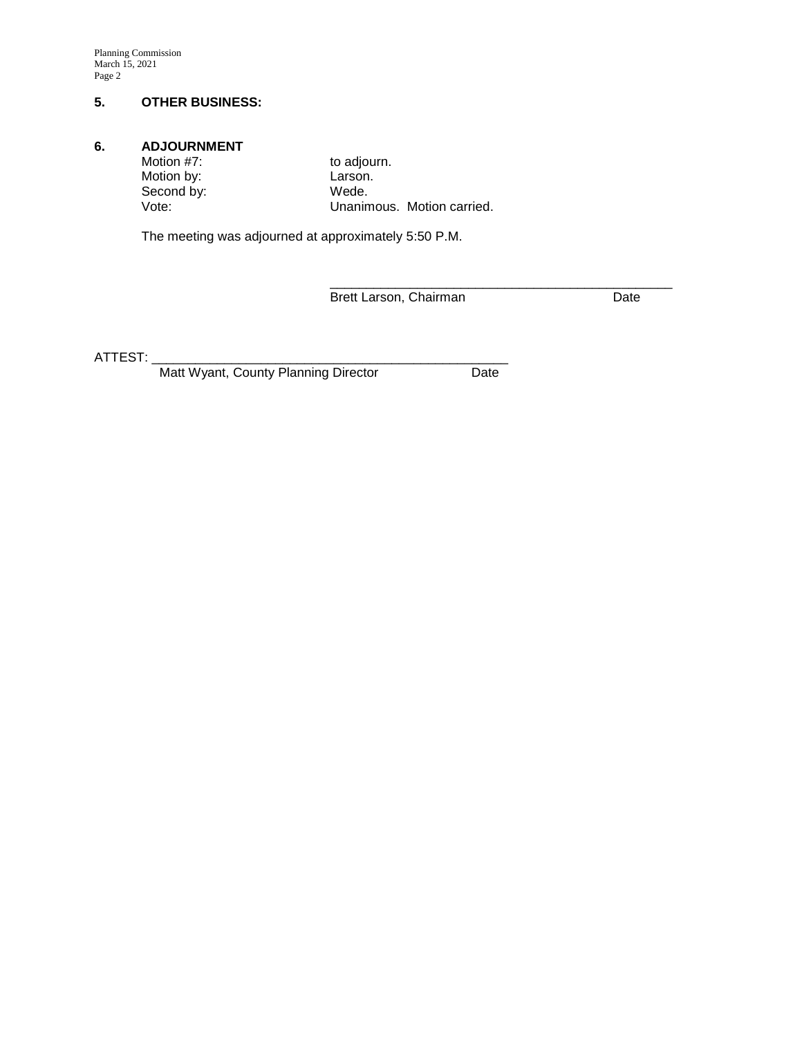## 5. OTHER BUSINESS:

## 6. ADJOURNMENT

| | |
|---|---|
| Motion #7: | to adjourn. |
| Motion by: | Larson. |
| Second by: | Wede. |
| Vote: | Unanimous. Motion carried. |

The meeting was adjourned at approximately 5:50 P.M.

\_\_\_\_\_\_\_\_\_\_\_\_\_\_\_\_\_\_\_\_\_\_\_\_\_\_\_\_\_\_\_\_\_\_\_\_\_\_\_\_\_\_\_\_\_\_\_\_
Brett Larson, Chairman Date

ATTEST: \_\_\_\_\_\_\_\_\_\_\_\_\_\_\_\_\_\_\_\_\_\_\_\_\_\_\_\_\_\_\_\_\_\_\_\_\_\_\_\_\_\_\_\_\_\_\_\_
Matt Wyant, County Planning Director Date